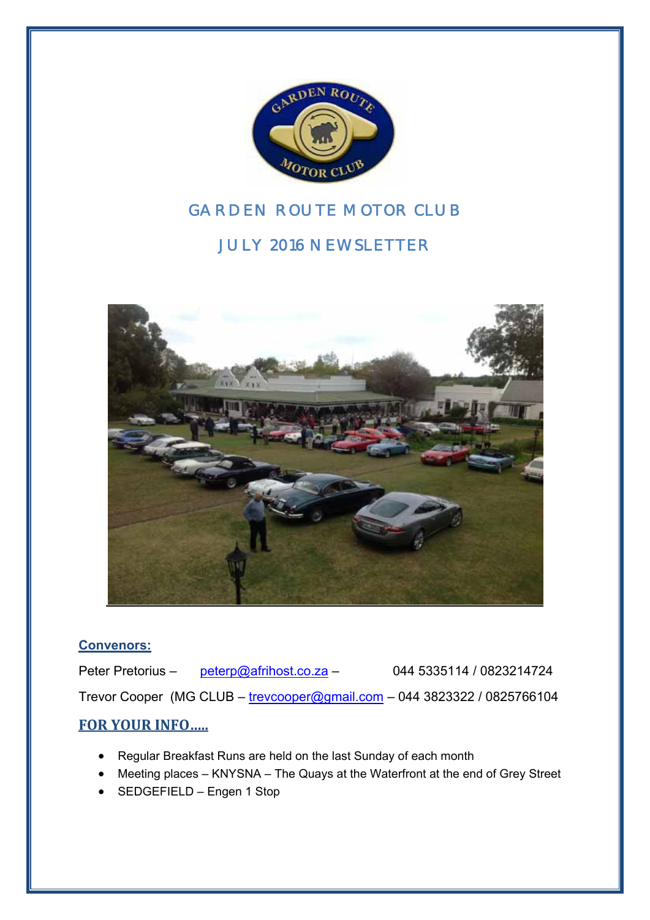# GARDEN ROUTE MOTOR CLUB

## JULY 2016 NEWSLETTER

**Convenors:**

Peter Pretorius – peterp@afrihost.co.za – 044 5335114 / 0823214724

Trevor Cooper (MG CLUB – trevcooper@gmail.com – 044 3823322 / 0825766104

**FOR YOUR INFO.....**

- Regular Breakfast Runs are held on the last Sunday of each month
- Meeting places – KNYSNA – The Quays at the Waterfront at the end of Grey Street
- SEDGEFIELD – Engen 1 Stop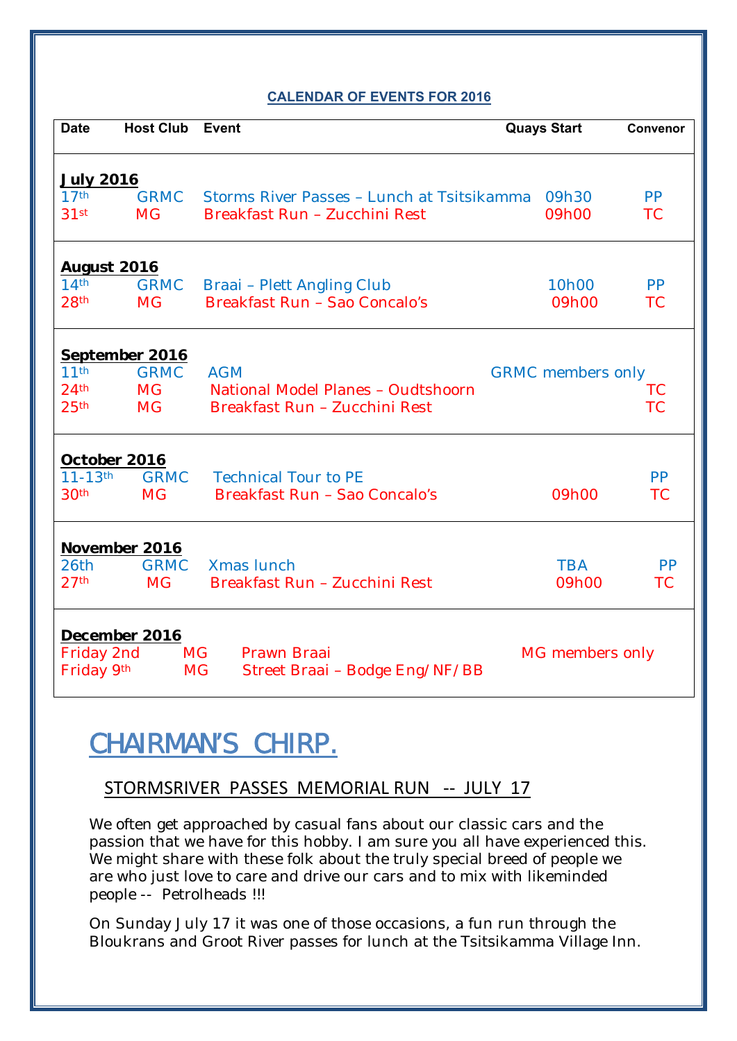## CALENDAR OF EVENTS FOR 2016

| Date | Host Club | Event | Quays Start | Convenor |
|---|---|---|---|---|
| **July 2016** | | | | |
| 17th | GRMC | Storms River Passes – Lunch at Tsitsikamma | 09h30 | PP |
| 31st | MG | Breakfast Run – Zucchini Rest | 09h00 | TC |
| **August 2016** | | | | |
| 14th | GRMC | Braai – Plett Angling Club | 10h00 | PP |
| 28th | MG | Breakfast Run – Sao Concalo's | 09h00 | TC |
| **September 2016** | | | | |
| 11th | GRMC | AGM | GRMC members only | |
| 24th | MG | National Model Planes – Oudtshoorn | | TC |
| 25th | MG | Breakfast Run – Zucchini Rest | | TC |
| **October 2016** | | | | |
| 11-13th | GRMC | Technical Tour to PE | | PP |
| 30th | MG | Breakfast Run – Sao Concalo's | 09h00 | TC |
| **November 2016** | | | | |
| 26th | GRMC | Xmas lunch | TBA | PP |
| 27th | MG | Breakfast Run – Zucchini Rest | 09h00 | TC |
| **December 2016** | | | | |
| Friday 2nd | MG | Prawn Braai | MG members only | |
| Friday 9th | MG | Street Braai – Bodge Eng/NF/BB | | |

# CHAIRMAN'S CHIRP.

## STORMSRIVER PASSES MEMORIAL RUN -- JULY 17

We often get approached by casual fans about our classic cars and the passion that we have for this hobby. I am sure you all have experienced this. We might share with these folk about the truly special breed of people we are who just love to care and drive our cars and to mix with likeminded people -- Petrolheads !!!

On Sunday July 17 it was one of those occasions, a fun run through the Bloukrans and Groot River passes for lunch at the Tsitsikamma Village Inn.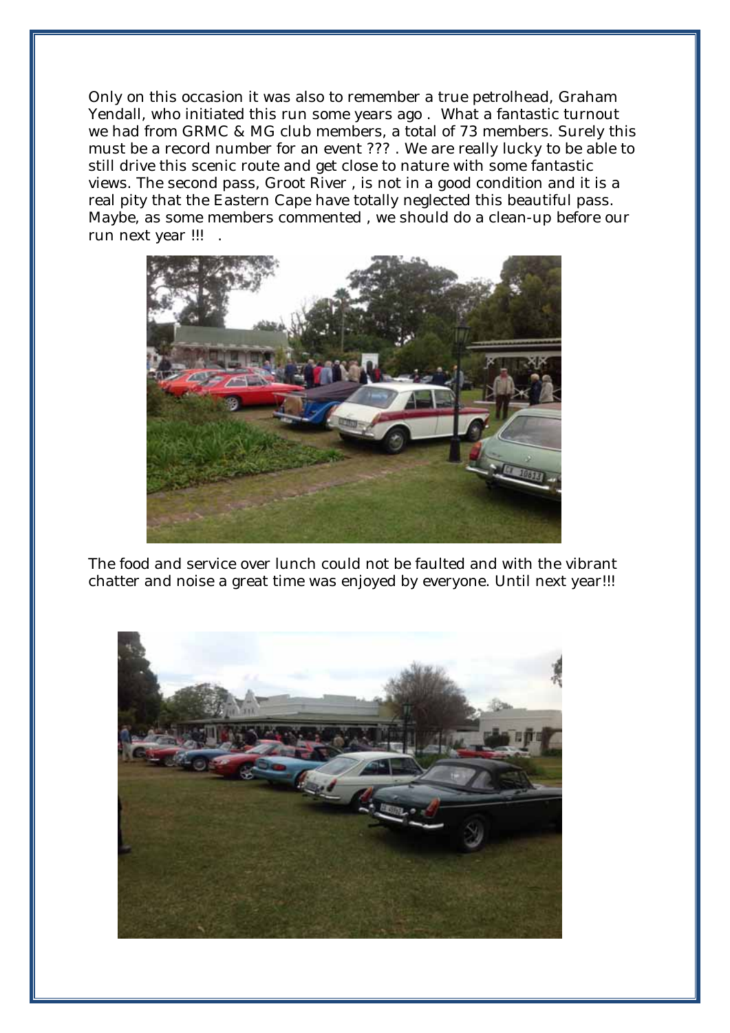Only on this occasion it was also to remember a true petrolhead, Graham Yendall, who initiated this run some years ago . What a fantastic turnout we had from GRMC & MG club members, a total of 73 members. Surely this must be a record number for an event ??? . We are really lucky to be able to still drive this scenic route and get close to nature with some fantastic views. The second pass, Groot River , is not in a good condition and it is a real pity that the Eastern Cape have totally neglected this beautiful pass. Maybe, as some members commented , we should do a clean-up before our run next year !!! .

The food and service over lunch could not be faulted and with the vibrant chatter and noise a great time was enjoyed by everyone. Until next year!!!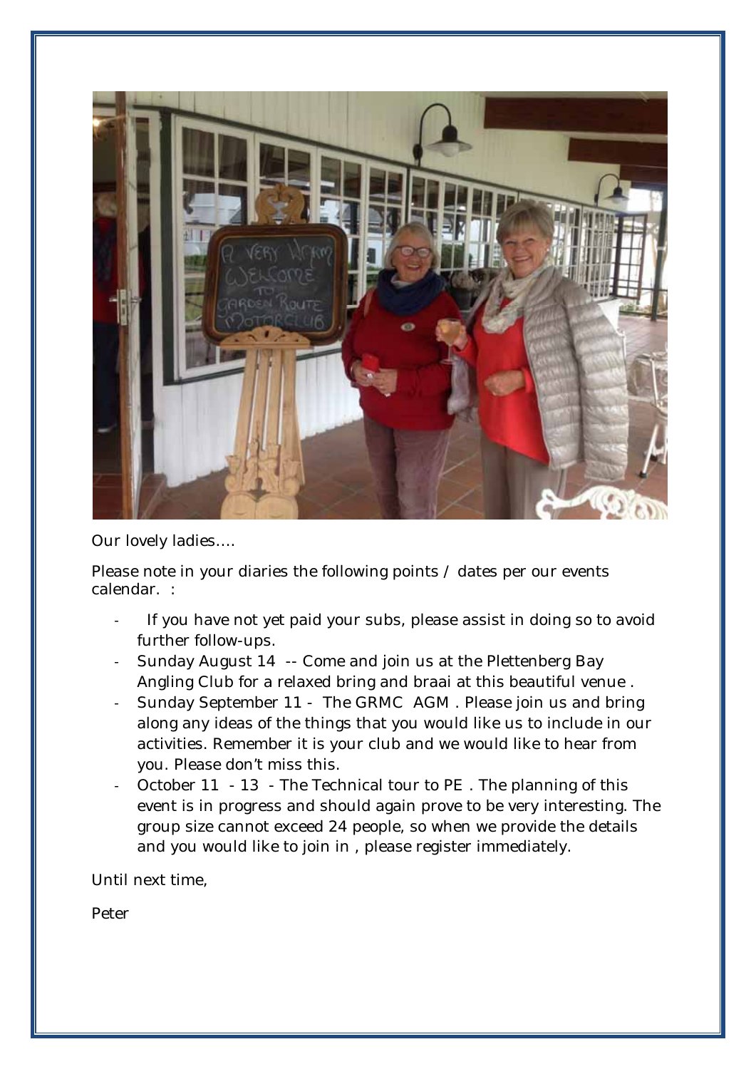Our lovely ladies….

Please note in your diaries the following points / dates per our events calendar. :

- If you have not yet paid your subs, please assist in doing so to avoid further follow-ups.
- Sunday August 14 -- Come and join us at the Plettenberg Bay Angling Club for a relaxed bring and braai at this beautiful venue .
- Sunday September 11 - The GRMC AGM . Please join us and bring along any ideas of the things that you would like us to include in our activities. Remember it is your club and we would like to hear from you. Please don't miss this.
- October 11 - 13 - The Technical tour to PE . The planning of this event is in progress and should again prove to be very interesting. The group size cannot exceed 24 people, so when we provide the details and you would like to join in , please register immediately.

Until next time,

Peter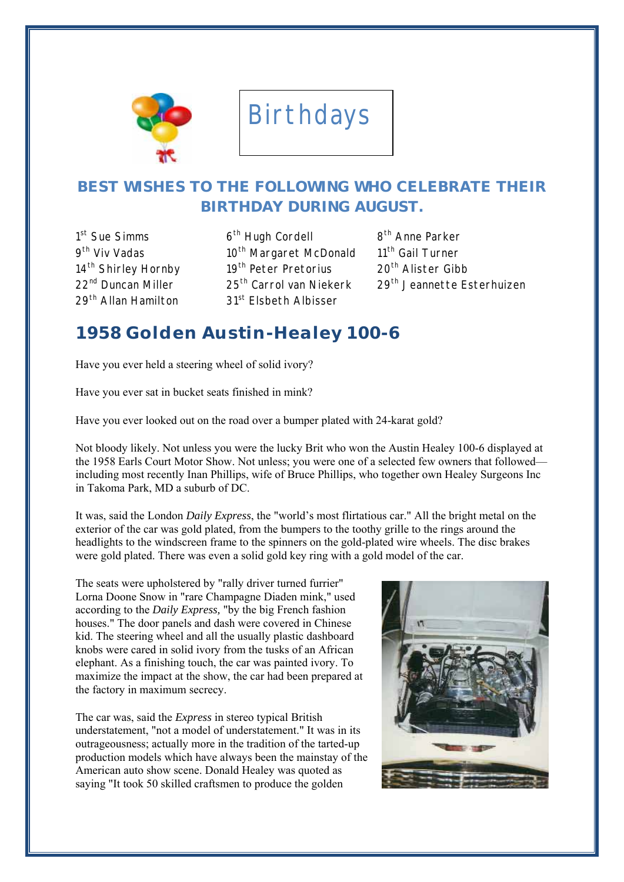# Birthdays

## BEST WISHES TO THE FOLLOWING WHO CELEBRATE THEIR BIRTHDAY DURING AUGUST.

1st Sue Simms
6th Hugh Cordell
8th Anne Parker
9th Viv Vadas
10th Margaret McDonald
11th Gail Turner
14th Shirley Hornby
19th Peter Pretorius
20th Alister Gibb
22nd Duncan Miller
25th Carrol van Niekerk
29th Jeannette Esterhuizen
29th Allan Hamilton
31st Elsbeth Albisser

## 1958 Golden Austin-Healey 100-6

Have you ever held a steering wheel of solid ivory?

Have you ever sat in bucket seats finished in mink?

Have you ever looked out on the road over a bumper plated with 24-karat gold?

Not bloody likely. Not unless you were the lucky Brit who won the Austin Healey 100-6 displayed at the 1958 Earls Court Motor Show. Not unless; you were one of a selected few owners that followed—including most recently Inan Phillips, wife of Bruce Phillips, who together own Healey Surgeons Inc in Takoma Park, MD a suburb of DC.

It was, said the London *Daily Express*, the "world's most flirtatious car." All the bright metal on the exterior of the car was gold plated, from the bumpers to the toothy grille to the rings around the headlights to the windscreen frame to the spinners on the gold-plated wire wheels. The disc brakes were gold plated. There was even a solid gold key ring with a gold model of the car.

The seats were upholstered by "rally driver turned furrier" Lorna Doone Snow in "rare Champagne Diaden mink," used according to the *Daily Express,* "by the big French fashion houses." The door panels and dash were covered in Chinese kid. The steering wheel and all the usually plastic dashboard knobs were cared in solid ivory from the tusks of an African elephant. As a finishing touch, the car was painted ivory. To maximize the impact at the show, the car had been prepared at the factory in maximum secrecy.

The car was, said the *Express* in stereo typical British understatement, "not a model of understatement." It was in its outrageousness; actually more in the tradition of the tarted-up production models which have always been the mainstay of the American auto show scene. Donald Healey was quoted as saying "It took 50 skilled craftsmen to produce the golden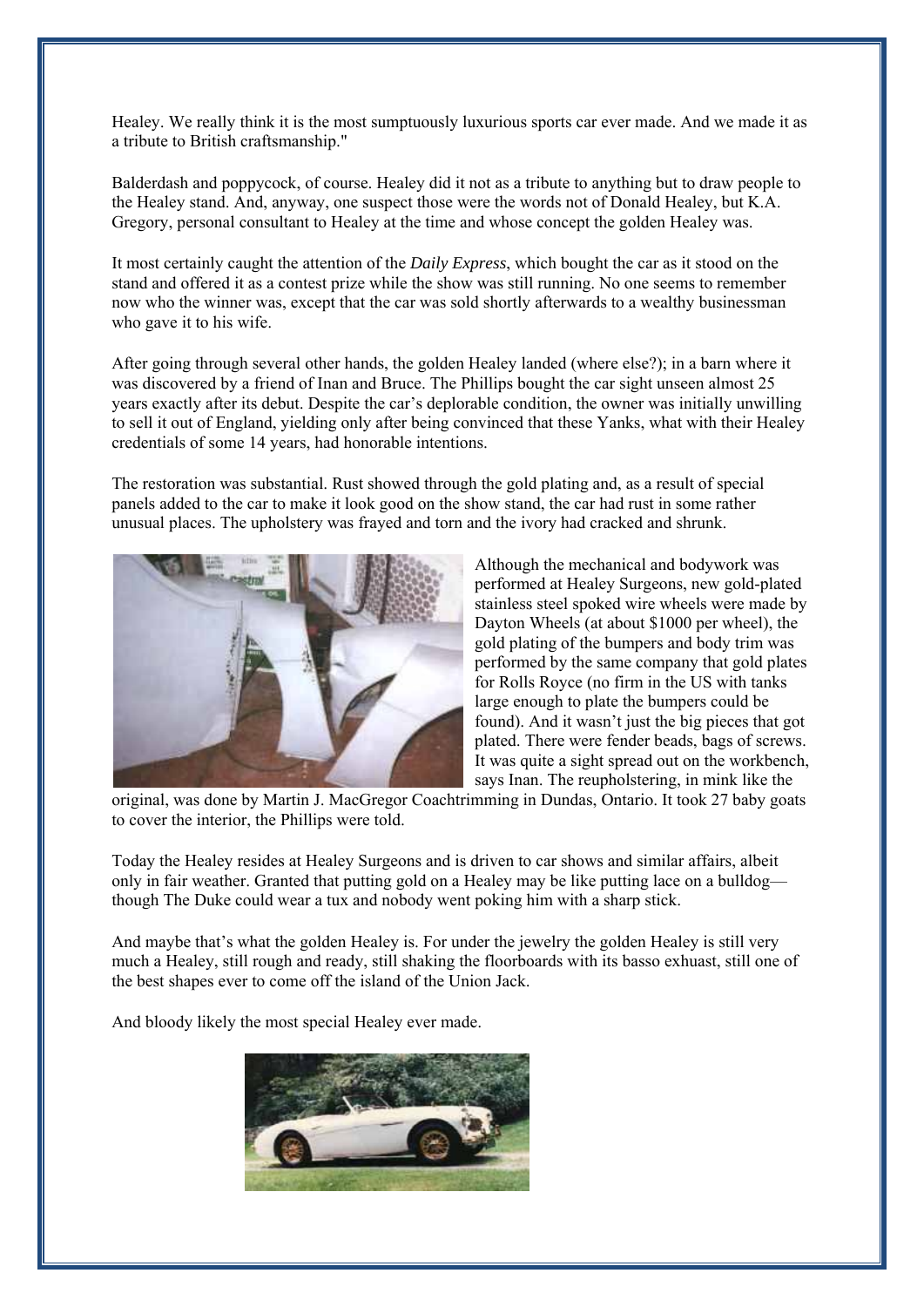Healey. We really think it is the most sumptuously luxurious sports car ever made. And we made it as a tribute to British craftsmanship."

Balderdash and poppycock, of course. Healey did it not as a tribute to anything but to draw people to the Healey stand. And, anyway, one suspect those were the words not of Donald Healey, but K.A. Gregory, personal consultant to Healey at the time and whose concept the golden Healey was.

It most certainly caught the attention of the *Daily Express*, which bought the car as it stood on the stand and offered it as a contest prize while the show was still running. No one seems to remember now who the winner was, except that the car was sold shortly afterwards to a wealthy businessman who gave it to his wife.

After going through several other hands, the golden Healey landed (where else?); in a barn where it was discovered by a friend of Inan and Bruce. The Phillips bought the car sight unseen almost 25 years exactly after its debut. Despite the car's deplorable condition, the owner was initially unwilling to sell it out of England, yielding only after being convinced that these Yanks, what with their Healey credentials of some 14 years, had honorable intentions.

The restoration was substantial. Rust showed through the gold plating and, as a result of special panels added to the car to make it look good on the show stand, the car had rust in some rather unusual places. The upholstery was frayed and torn and the ivory had cracked and shrunk.

Although the mechanical and bodywork was performed at Healey Surgeons, new gold-plated stainless steel spoked wire wheels were made by Dayton Wheels (at about $1000 per wheel), the gold plating of the bumpers and body trim was performed by the same company that gold plates for Rolls Royce (no firm in the US with tanks large enough to plate the bumpers could be found). And it wasn't just the big pieces that got plated. There were fender beads, bags of screws. It was quite a sight spread out on the workbench, says Inan. The reupholstering, in mink like the original, was done by Martin J. MacGregor Coachtrimming in Dundas, Ontario. It took 27 baby goats to cover the interior, the Phillips were told.

Today the Healey resides at Healey Surgeons and is driven to car shows and similar affairs, albeit only in fair weather. Granted that putting gold on a Healey may be like putting lace on a bulldog—though The Duke could wear a tux and nobody went poking him with a sharp stick.

And maybe that's what the golden Healey is. For under the jewelry the golden Healey is still very much a Healey, still rough and ready, still shaking the floorboards with its basso exhuast, still one of the best shapes ever to come off the island of the Union Jack.

And bloody likely the most special Healey ever made.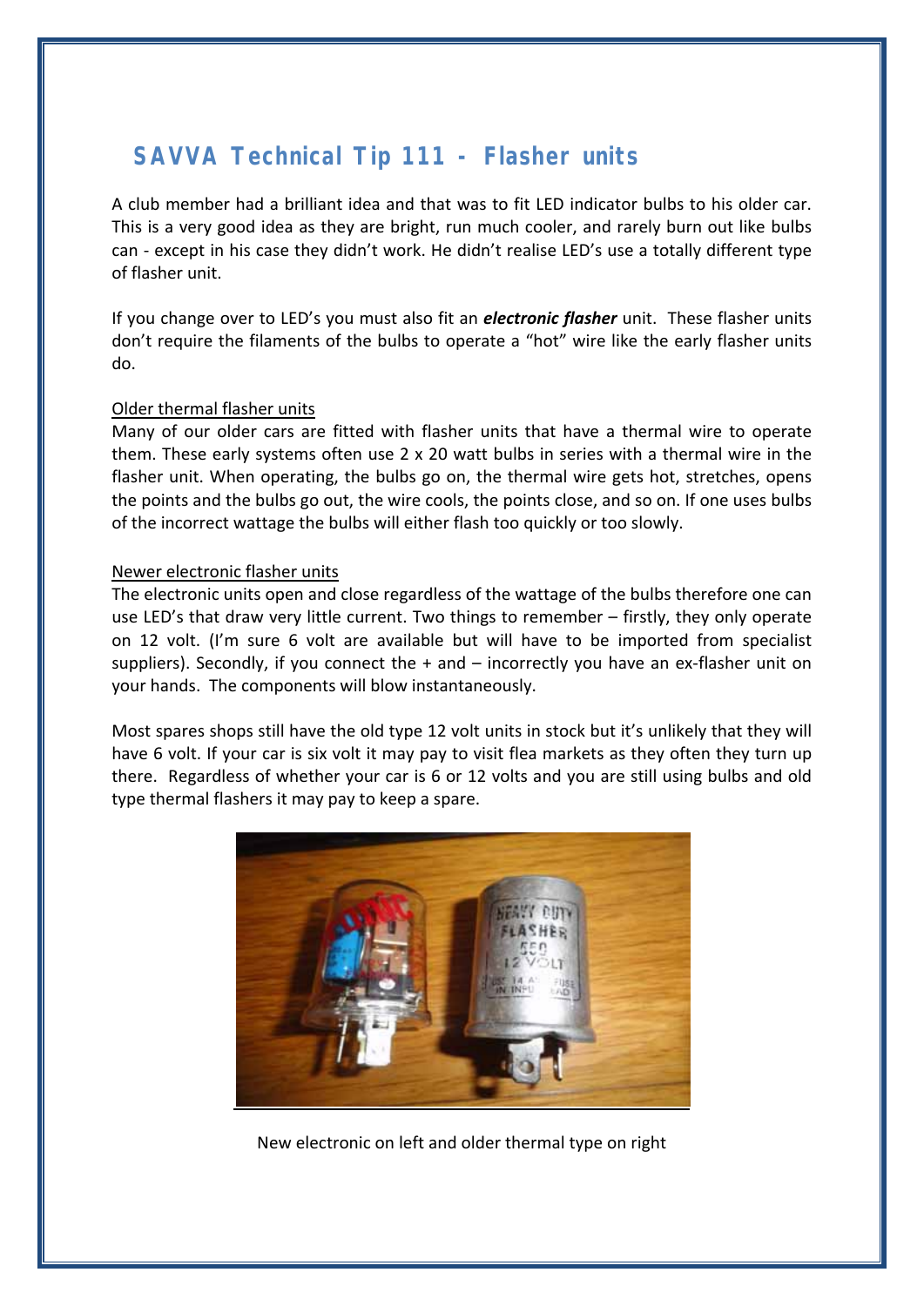## SAVVA Technical Tip 111 - Flasher units

A club member had a brilliant idea and that was to fit LED indicator bulbs to his older car. This is a very good idea as they are bright, run much cooler, and rarely burn out like bulbs can - except in his case they didn't work. He didn't realise LED's use a totally different type of flasher unit.

If you change over to LED's you must also fit an ***electronic flasher*** unit. These flasher units don't require the filaments of the bulbs to operate a "hot" wire like the early flasher units do.

<u>Older thermal flasher units</u>

Many of our older cars are fitted with flasher units that have a thermal wire to operate them. These early systems often use 2 x 20 watt bulbs in series with a thermal wire in the flasher unit. When operating, the bulbs go on, the thermal wire gets hot, stretches, opens the points and the bulbs go out, the wire cools, the points close, and so on. If one uses bulbs of the incorrect wattage the bulbs will either flash too quickly or too slowly.

<u>Newer electronic flasher units</u>

The electronic units open and close regardless of the wattage of the bulbs therefore one can use LED's that draw very little current. Two things to remember – firstly, they only operate on 12 volt. (I'm sure 6 volt are available but will have to be imported from specialist suppliers). Secondly, if you connect the + and – incorrectly you have an ex-flasher unit on your hands. The components will blow instantaneously.

Most spares shops still have the old type 12 volt units in stock but it's unlikely that they will have 6 volt. If your car is six volt it may pay to visit flea markets as they often they turn up there. Regardless of whether your car is 6 or 12 volts and you are still using bulbs and old type thermal flashers it may pay to keep a spare.

New electronic on left and older thermal type on right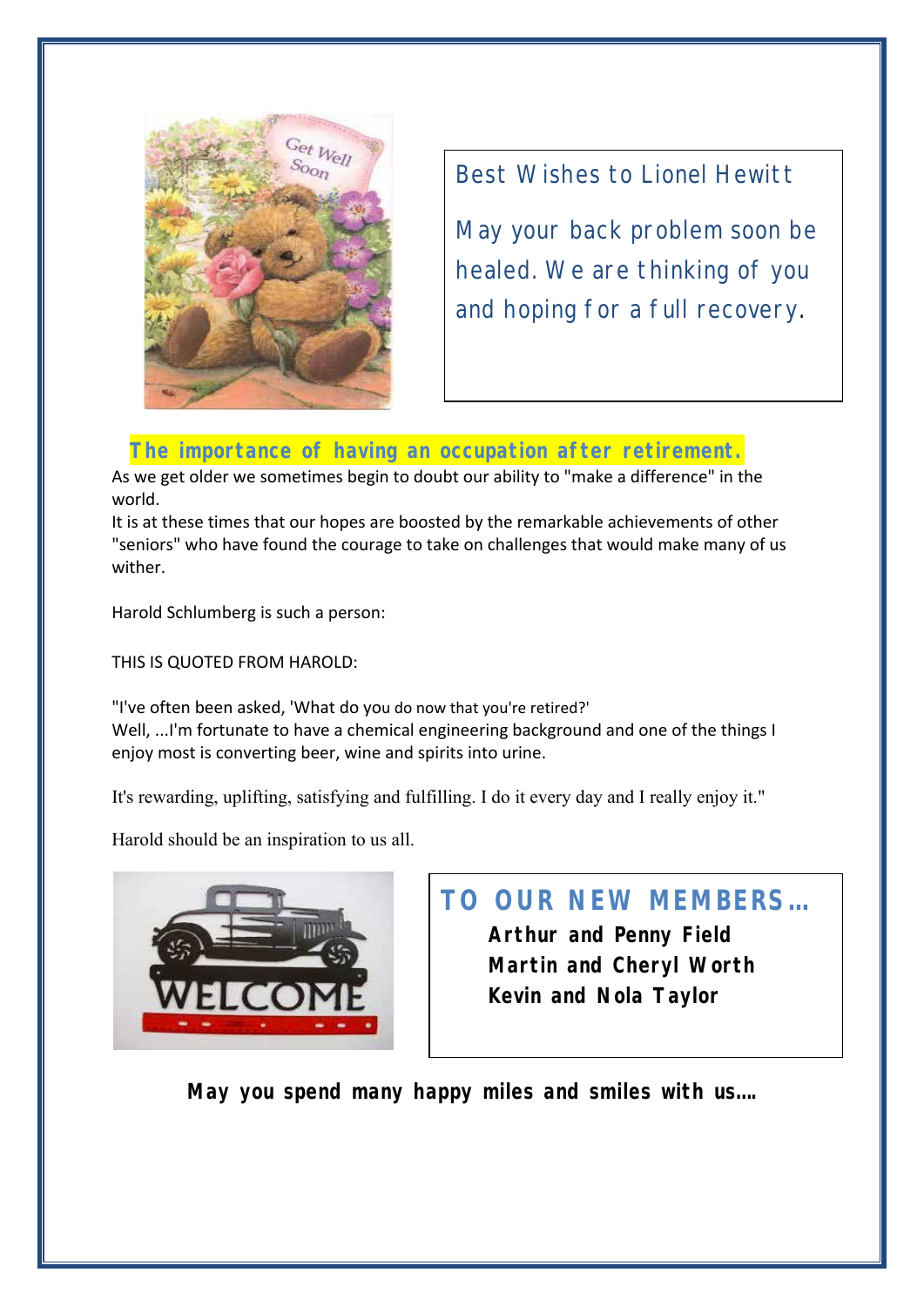Best Wishes to Lionel Hewitt

May your back problem soon be healed. We are thinking of you and hoping for a full recovery.

## The importance of having an occupation after retirement.

As we get older we sometimes begin to doubt our ability to "make a difference" in the world.

It is at these times that our hopes are boosted by the remarkable achievements of other "seniors" who have found the courage to take on challenges that would make many of us wither.

Harold Schlumberg is such a person:

THIS IS QUOTED FROM HAROLD:

"I've often been asked, 'What do you do now that you're retired?'

Well, ...I'm fortunate to have a chemical engineering background and one of the things I enjoy most is converting beer, wine and spirits into urine.

It's rewarding, uplifting, satisfying and fulfilling. I do it every day and I really enjoy it."

Harold should be an inspiration to us all.

## TO OUR NEW MEMBERS…

**Arthur and Penny Field**
**Martin and Cheryl Worth**
**Kevin and Nola Taylor**

**May you spend many happy miles and smiles with us….**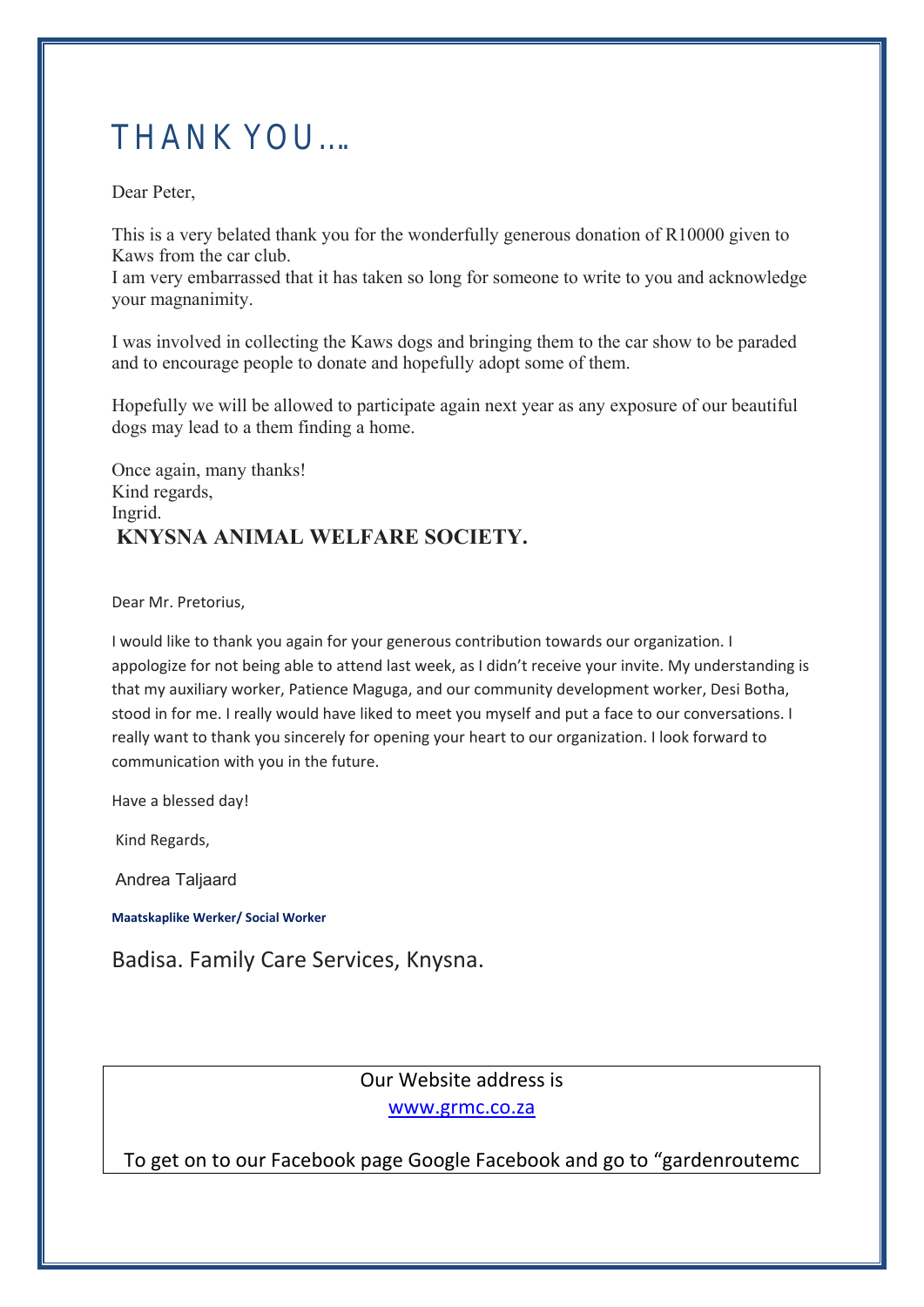# THANK YOU….

Dear Peter,

This is a very belated thank you for the wonderfully generous donation of R10000 given to Kaws from the car club.
I am very embarrassed that it has taken so long for someone to write to you and acknowledge your magnanimity.

I was involved in collecting the Kaws dogs and bringing them to the car show to be paraded and to encourage people to donate and hopefully adopt some of them.

Hopefully we will be allowed to participate again next year as any exposure of our beautiful dogs may lead to a them finding a home.

Once again, many thanks!
Kind regards,
Ingrid.
**KNYSNA ANIMAL WELFARE SOCIETY.**

Dear Mr. Pretorius,

I would like to thank you again for your generous contribution towards our organization. I appologize for not being able to attend last week, as I didn't receive your invite. My understanding is that my auxiliary worker, Patience Maguga, and our community development worker, Desi Botha, stood in for me. I really would have liked to meet you myself and put a face to our conversations. I really want to thank you sincerely for opening your heart to our organization. I look forward to communication with you in the future.

Have a blessed day!

Kind Regards,

Andrea Taljaard

**Maatskaplike Werker/ Social Worker**

Badisa. Family Care Services, Knysna.

Our Website address is
www.grmc.co.za

To get on to our Facebook page Google Facebook and go to "gardenroutemc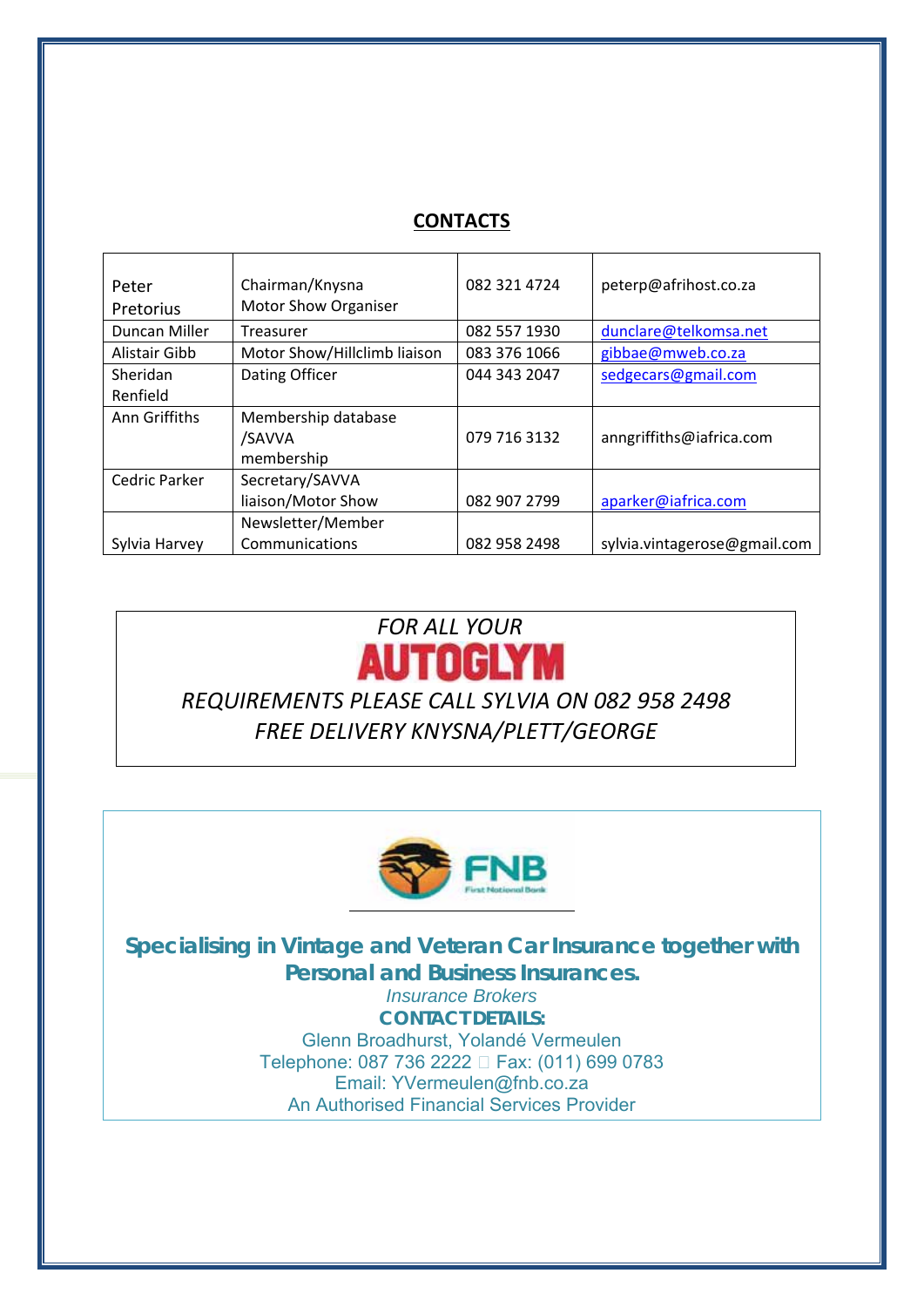## CONTACTS

| | | | |
|---|---|---|---|
| Peter Pretorius | Chairman/Knysna Motor Show Organiser | 082 321 4724 | peterp@afrihost.co.za |
| Duncan Miller | Treasurer | 082 557 1930 | dunclare@telkomsa.net |
| Alistair Gibb | Motor Show/Hillclimb liaison | 083 376 1066 | gibbae@mweb.co.za |
| Sheridan Renfield | Dating Officer | 044 343 2047 | sedgecars@gmail.com |
| Ann Griffiths | Membership database /SAVVA membership | 079 716 3132 | anngriffiths@iafrica.com |
| Cedric Parker | Secretary/SAVVA liaison/Motor Show | 082 907 2799 | aparker@iafrica.com |
| Sylvia Harvey | Newsletter/Member Communications | 082 958 2498 | sylvia.vintagerose@gmail.com |

*FOR ALL YOUR*

**AUTOGLYM**

*REQUIREMENTS PLEASE CALL SYLVIA ON 082 958 2498*

*FREE DELIVERY KNYSNA/PLETT/GEORGE*

FNB First National Bank

**Specialising in Vintage and Veteran Car Insurance together with Personal and Business Insurances.**

*Insurance Brokers*

**CONTACT DETAILS:**

Glenn Broadhurst, Yolandé Vermeulen

Telephone: 087 736 2222 Fax: (011) 699 0783

Email: YVermeulen@fnb.co.za

An Authorised Financial Services Provider